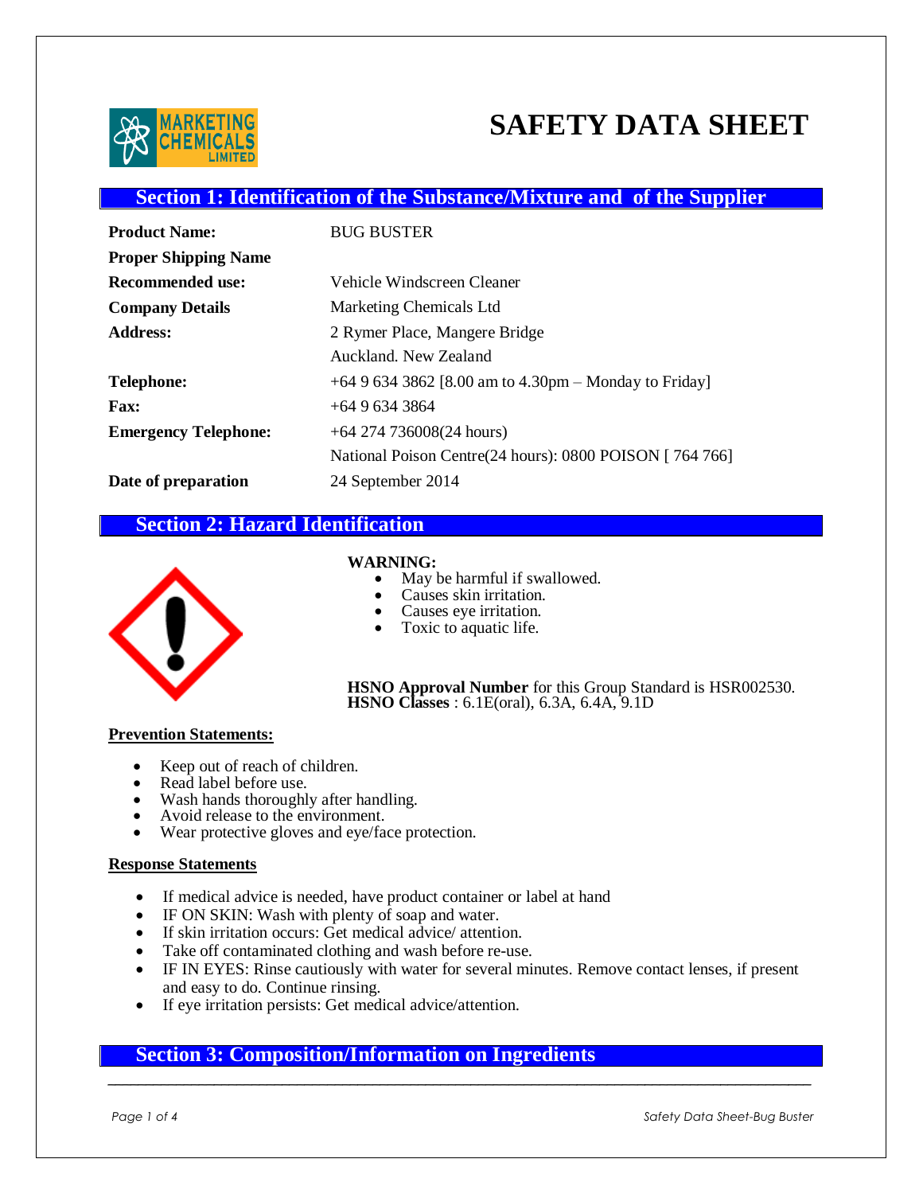# SAFETY DATA SHEET

## Section 1: Identification of the Substance/Mixture and of the Supplier

| | |
|---|---|
| **Product Name:** | BUG BUSTER |
| **Proper Shipping Name** | |
| **Recommended use:** | Vehicle Windscreen Cleaner |
| **Company Details** | Marketing Chemicals Ltd |
| **Address:** | 2 Rymer Place, Mangere Bridge<br>Auckland. New Zealand |
| **Telephone:** | +64 9 634 3862 [8.00 am to 4.30pm – Monday to Friday] |
| **Fax:** | +64 9 634 3864 |
| **Emergency Telephone:** | +64 274 736008(24 hours)<br>National Poison Centre(24 hours): 0800 POISON [ 764 766] |
| **Date of preparation** | 24 September 2014 |

## Section 2: Hazard Identification

**WARNING:**

- May be harmful if swallowed.
- Causes skin irritation.
- Causes eye irritation.
- Toxic to aquatic life.

**HSNO Approval Number** for this Group Standard is HSR002530.
**HSNO Classes** : 6.1E(oral), 6.3A, 6.4A, 9.1D

**Prevention Statements:**

- Keep out of reach of children.
- Read label before use.
- Wash hands thoroughly after handling.
- Avoid release to the environment.
- Wear protective gloves and eye/face protection.

**Response Statements**

- If medical advice is needed, have product container or label at hand
- IF ON SKIN: Wash with plenty of soap and water.
- If skin irritation occurs: Get medical advice/ attention.
- Take off contaminated clothing and wash before re-use.
- IF IN EYES: Rinse cautiously with water for several minutes. Remove contact lenses, if present and easy to do. Continue rinsing.
- If eye irritation persists: Get medical advice/attention.

## Section 3: Composition/Information on Ingredients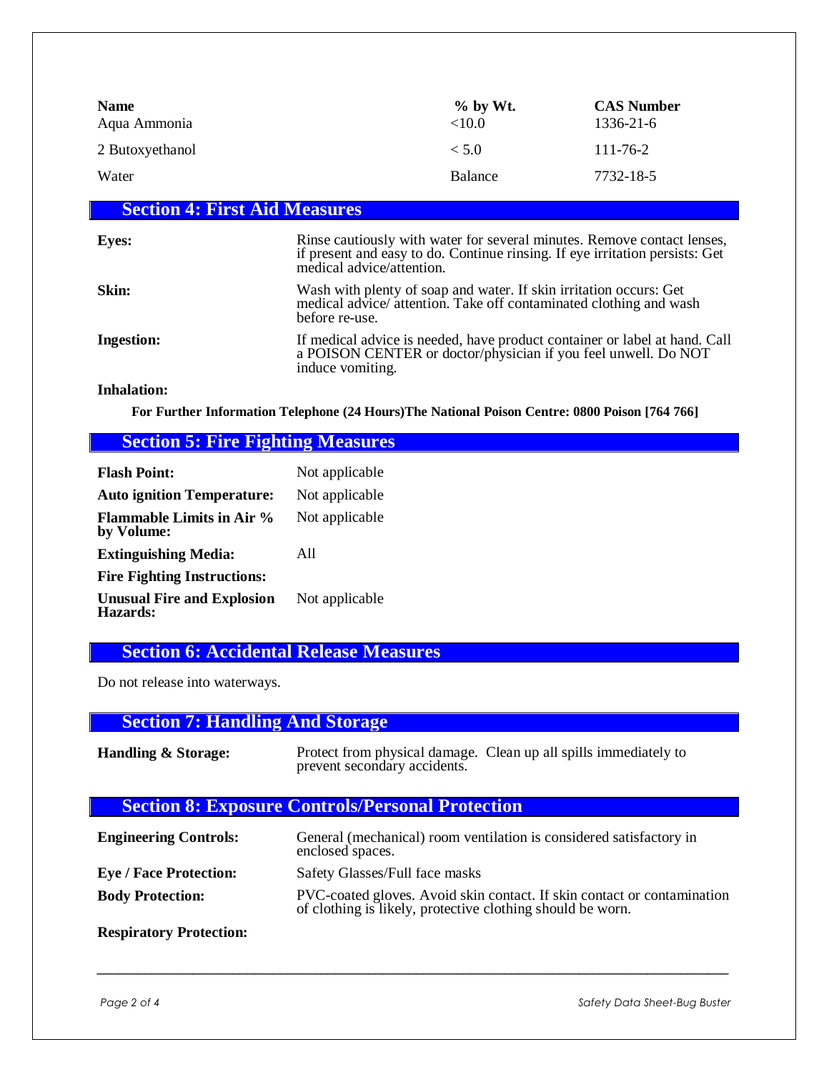| Name | % by Wt. | CAS Number |
|---|---|---|
| Aqua Ammonia | <10.0 | 1336-21-6 |
| 2 Butoxyethanol | < 5.0 | 111-76-2 |
| Water | Balance | 7732-18-5 |

## Section 4: First Aid Measures

**Eyes:** Rinse cautiously with water for several minutes. Remove contact lenses, if present and easy to do. Continue rinsing. If eye irritation persists: Get medical advice/attention.

**Skin:** Wash with plenty of soap and water. If skin irritation occurs: Get medical advice/ attention. Take off contaminated clothing and wash before re-use.

**Ingestion:** If medical advice is needed, have product container or label at hand. Call a POISON CENTER or doctor/physician if you feel unwell. Do NOT induce vomiting.

**Inhalation:**

**For Further Information Telephone (24 Hours)The National Poison Centre: 0800 Poison [764 766]**

## Section 5: Fire Fighting Measures

**Flash Point:** Not applicable

**Auto ignition Temperature:** Not applicable

**Flammable Limits in Air % by Volume:** Not applicable

**Extinguishing Media:** All

**Fire Fighting Instructions:**

**Unusual Fire and Explosion Hazards:** Not applicable

## Section 6: Accidental Release Measures

Do not release into waterways.

## Section 7: Handling And Storage

**Handling & Storage:** Protect from physical damage. Clean up all spills immediately to prevent secondary accidents.

## Section 8: Exposure Controls/Personal Protection

**Engineering Controls:** General (mechanical) room ventilation is considered satisfactory in enclosed spaces.

**Eye / Face Protection:** Safety Glasses/Full face masks

**Body Protection:** PVC-coated gloves. Avoid skin contact. If skin contact or contamination of clothing is likely, protective clothing should be worn.

**Respiratory Protection:**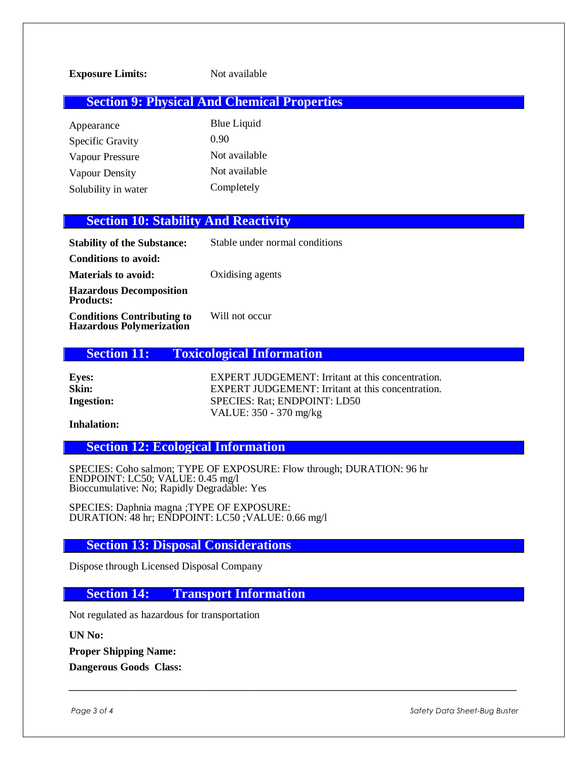**Exposure Limits:** Not available

## Section 9: Physical And Chemical Properties

| | |
|---|---|
| Appearance | Blue Liquid |
| Specific Gravity | 0.90 |
| Vapour Pressure | Not available |
| Vapour Density | Not available |
| Solubility in water | Completely |

## Section 10: Stability And Reactivity

| | |
|---|---|
| **Stability of the Substance:** | Stable under normal conditions |
| **Conditions to avoid:** | |
| **Materials to avoid:** | Oxidising agents |
| **Hazardous Decomposition Products:** | |
| **Conditions Contributing to Hazardous Polymerization** | Will not occur |

## Section 11: Toxicological Information

| | |
|---|---|
| **Eyes:** | EXPERT JUDGEMENT: Irritant at this concentration. |
| **Skin:** | EXPERT JUDGEMENT: Irritant at this concentration. |
| **Ingestion:** | SPECIES: Rat; ENDPOINT: LD50<br>VALUE: 350 - 370 mg/kg |
| **Inhalation:** | |

## Section 12: Ecological Information

SPECIES: Coho salmon; TYPE OF EXPOSURE: Flow through; DURATION: 96 hr
ENDPOINT: LC50; VALUE: 0.45 mg/l
Bioccumulative: No; Rapidly Degradable: Yes

SPECIES: Daphnia magna ;TYPE OF EXPOSURE:
DURATION: 48 hr; ENDPOINT: LC50 ;VALUE: 0.66 mg/l

## Section 13: Disposal Considerations

Dispose through Licensed Disposal Company

## Section 14: Transport Information

Not regulated as hazardous for transportation

**UN No:**

**Proper Shipping Name:**

**Dangerous Goods Class:**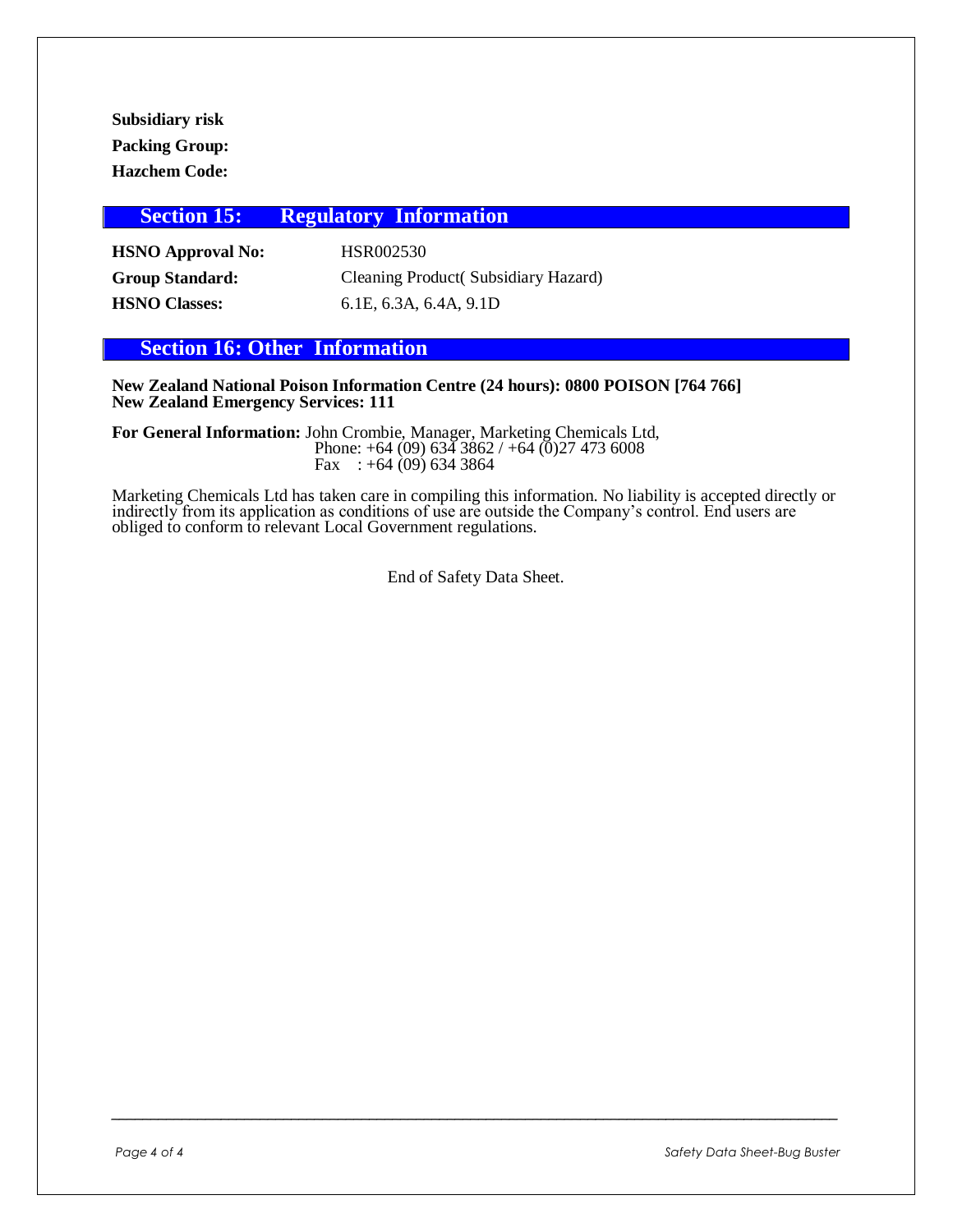**Subsidiary risk**

**Packing Group:**

**Hazchem Code:**

## Section 15: Regulatory Information

| | |
|---|---|
| **HSNO Approval No:** | HSR002530 |
| **Group Standard:** | Cleaning Product( Subsidiary Hazard) |
| **HSNO Classes:** | 6.1E, 6.3A, 6.4A, 9.1D |

## Section 16: Other Information

**New Zealand National Poison Information Centre (24 hours): 0800 POISON [764 766]**
**New Zealand Emergency Services: 111**

**For General Information:** John Crombie, Manager, Marketing Chemicals Ltd,
Phone: +64 (09) 634 3862 / +64 (0)27 473 6008
Fax : +64 (09) 634 3864

Marketing Chemicals Ltd has taken care in compiling this information. No liability is accepted directly or indirectly from its application as conditions of use are outside the Company's control. End users are obliged to conform to relevant Local Government regulations.

End of Safety Data Sheet.